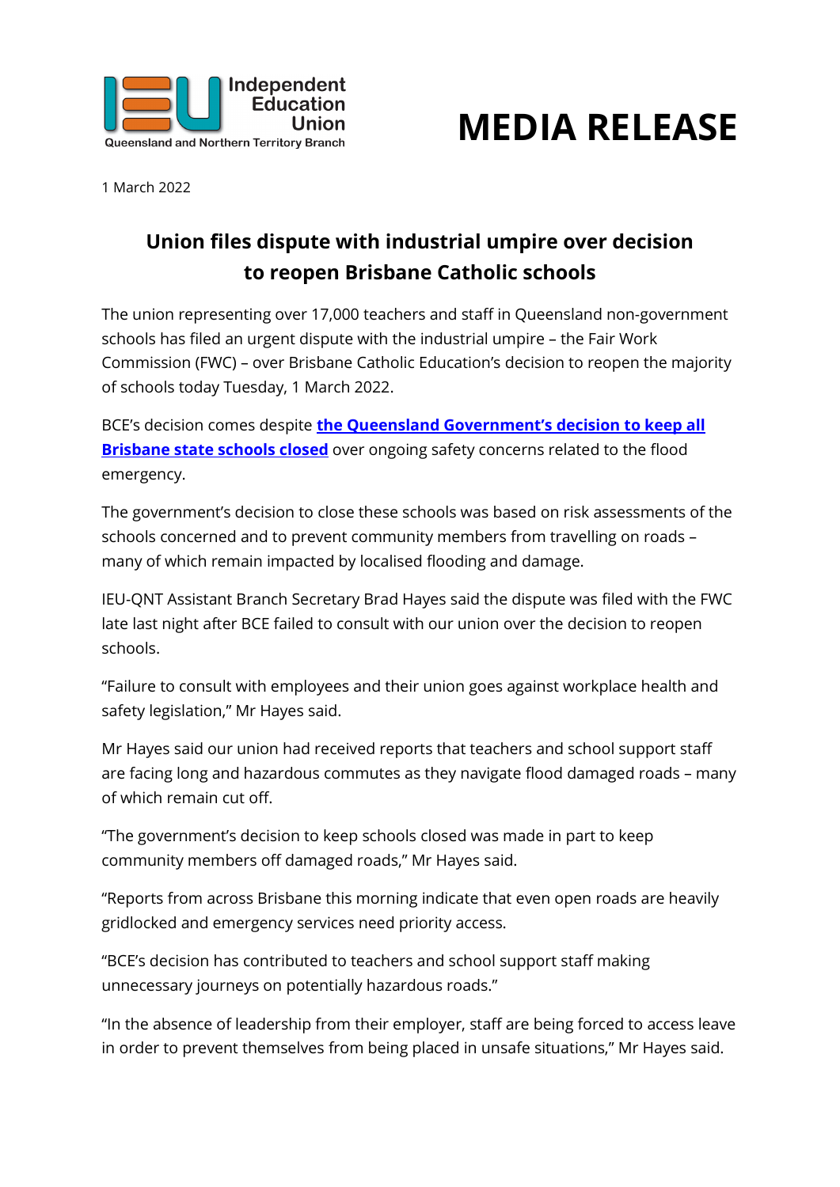Independent Education Union
Queensland and Northern Territory Branch

# MEDIA RELEASE

1 March 2022

## Union files dispute with industrial umpire over decision to reopen Brisbane Catholic schools

The union representing over 17,000 teachers and staff in Queensland non-government schools has filed an urgent dispute with the industrial umpire – the Fair Work Commission (FWC) – over Brisbane Catholic Education's decision to reopen the majority of schools today Tuesday, 1 March 2022.

BCE's decision comes despite **the Queensland Government's decision to keep all Brisbane state schools closed** over ongoing safety concerns related to the flood emergency.

The government's decision to close these schools was based on risk assessments of the schools concerned and to prevent community members from travelling on roads – many of which remain impacted by localised flooding and damage.

IEU-QNT Assistant Branch Secretary Brad Hayes said the dispute was filed with the FWC late last night after BCE failed to consult with our union over the decision to reopen schools.

"Failure to consult with employees and their union goes against workplace health and safety legislation," Mr Hayes said.

Mr Hayes said our union had received reports that teachers and school support staff are facing long and hazardous commutes as they navigate flood damaged roads – many of which remain cut off.

"The government's decision to keep schools closed was made in part to keep community members off damaged roads," Mr Hayes said.

"Reports from across Brisbane this morning indicate that even open roads are heavily gridlocked and emergency services need priority access.

"BCE's decision has contributed to teachers and school support staff making unnecessary journeys on potentially hazardous roads."

"In the absence of leadership from their employer, staff are being forced to access leave in order to prevent themselves from being placed in unsafe situations," Mr Hayes said.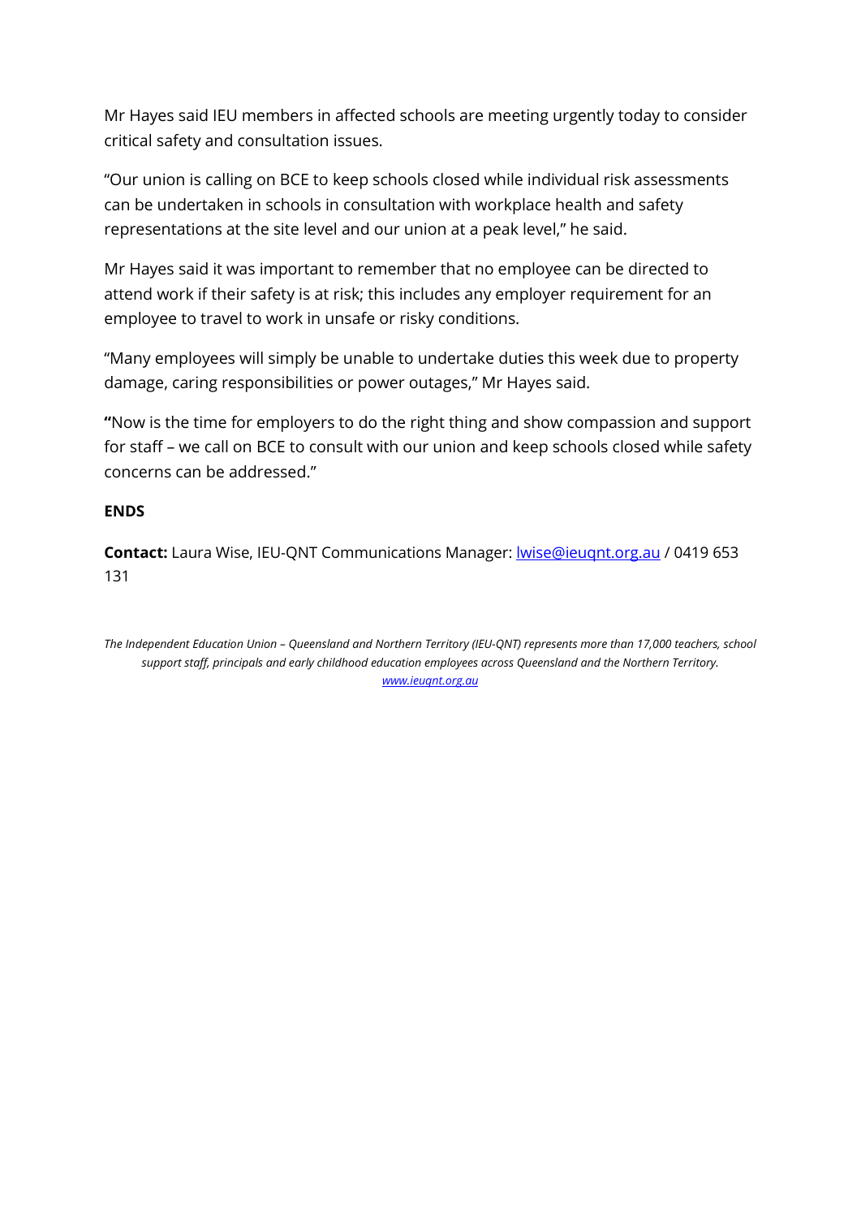Mr Hayes said IEU members in affected schools are meeting urgently today to consider critical safety and consultation issues.

"Our union is calling on BCE to keep schools closed while individual risk assessments can be undertaken in schools in consultation with workplace health and safety representations at the site level and our union at a peak level," he said.

Mr Hayes said it was important to remember that no employee can be directed to attend work if their safety is at risk; this includes any employer requirement for an employee to travel to work in unsafe or risky conditions.

"Many employees will simply be unable to undertake duties this week due to property damage, caring responsibilities or power outages," Mr Hayes said.

**"**Now is the time for employers to do the right thing and show compassion and support for staff – we call on BCE to consult with our union and keep schools closed while safety concerns can be addressed."

**ENDS**

**Contact:** Laura Wise, IEU-QNT Communications Manager: lwise@ieuqnt.org.au / 0419 653 131

*The Independent Education Union – Queensland and Northern Territory (IEU-QNT) represents more than 17,000 teachers, school support staff, principals and early childhood education employees across Queensland and the Northern Territory.*
*www.ieuqnt.org.au*